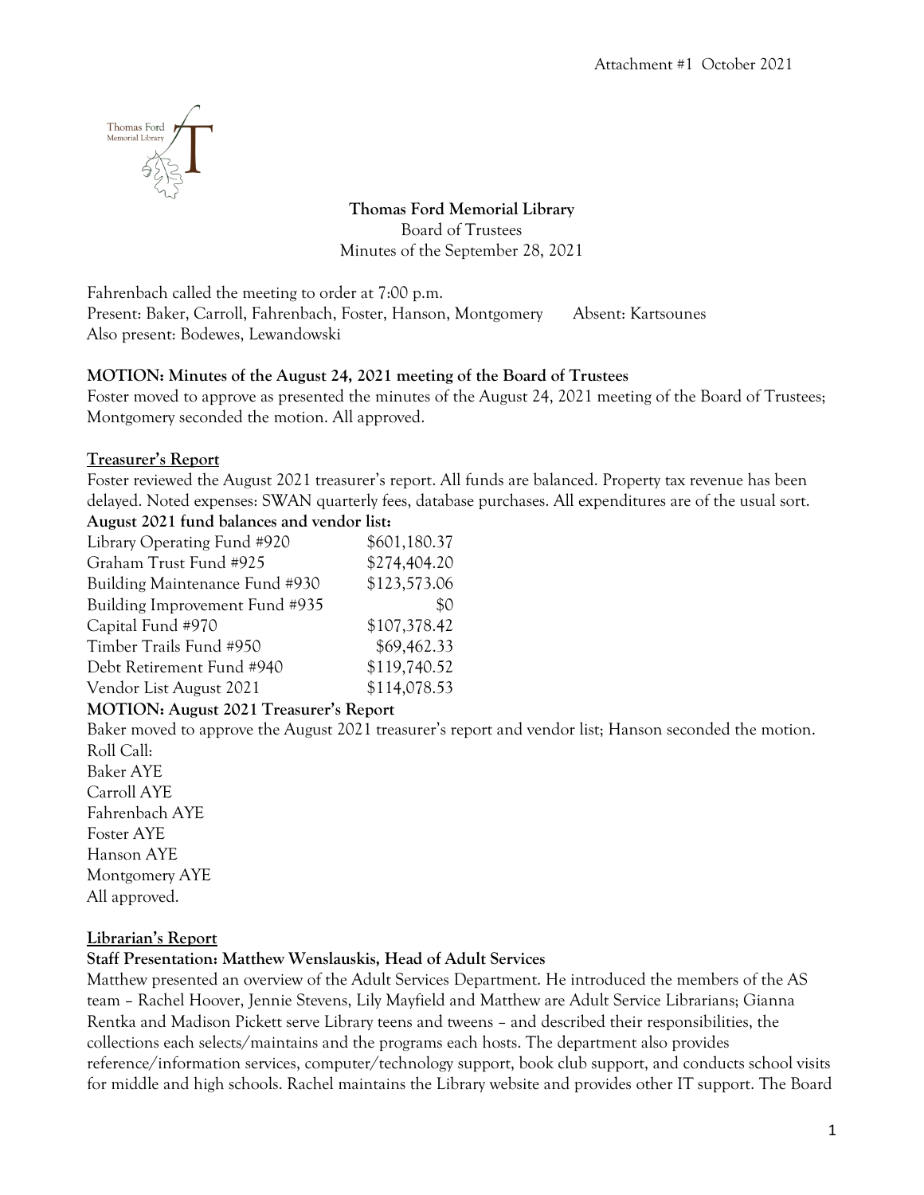Attachment #1 October 2021

# Thomas Ford Memorial Library

Board of Trustees
Minutes of the September 28, 2021

Fahrenbach called the meeting to order at 7:00 p.m.
Present: Baker, Carroll, Fahrenbach, Foster, Hanson, Montgomery Absent: Kartsounes
Also present: Bodewes, Lewandowski

**MOTION: Minutes of the August 24, 2021 meeting of the Board of Trustees**
Foster moved to approve as presented the minutes of the August 24, 2021 meeting of the Board of Trustees; Montgomery seconded the motion. All approved.

**Treasurer's Report**
Foster reviewed the August 2021 treasurer's report. All funds are balanced. Property tax revenue has been delayed. Noted expenses: SWAN quarterly fees, database purchases. All expenditures are of the usual sort.

**August 2021 fund balances and vendor list:**

| | |
|---|---|
| Library Operating Fund #920 | $601,180.37 |
| Graham Trust Fund #925 | $274,404.20 |
| Building Maintenance Fund #930 | $123,573.06 |
| Building Improvement Fund #935 | $0 |
| Capital Fund #970 | $107,378.42 |
| Timber Trails Fund #950 | $69,462.33 |
| Debt Retirement Fund #940 | $119,740.52 |
| Vendor List August 2021 | $114,078.53 |

**MOTION: August 2021 Treasurer's Report**
Baker moved to approve the August 2021 treasurer's report and vendor list; Hanson seconded the motion.
Roll Call:
Baker AYE
Carroll AYE
Fahrenbach AYE
Foster AYE
Hanson AYE
Montgomery AYE
All approved.

**Librarian's Report**

**Staff Presentation: Matthew Wenslauskis, Head of Adult Services**
Matthew presented an overview of the Adult Services Department. He introduced the members of the AS team – Rachel Hoover, Jennie Stevens, Lily Mayfield and Matthew are Adult Service Librarians; Gianna Rentka and Madison Pickett serve Library teens and tweens – and described their responsibilities, the collections each selects/maintains and the programs each hosts. The department also provides reference/information services, computer/technology support, book club support, and conducts school visits for middle and high schools. Rachel maintains the Library website and provides other IT support. The Board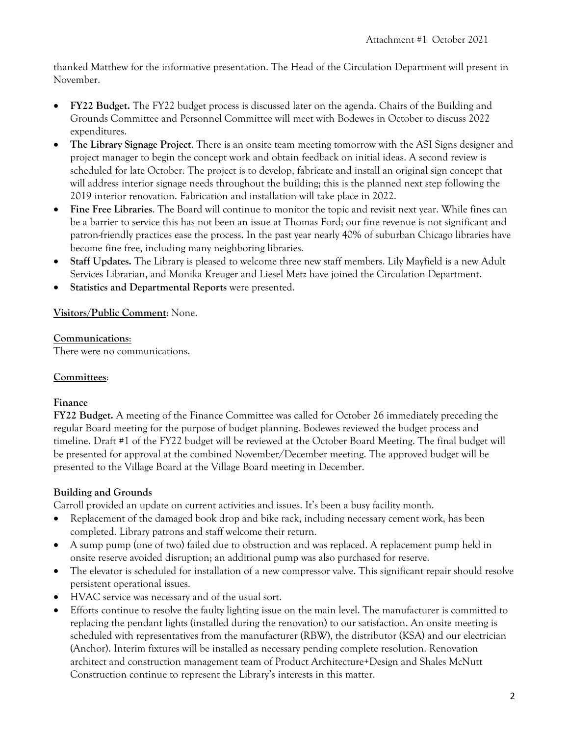thanked Matthew for the informative presentation. The Head of the Circulation Department will present in November.

- **FY22 Budget.** The FY22 budget process is discussed later on the agenda. Chairs of the Building and Grounds Committee and Personnel Committee will meet with Bodewes in October to discuss 2022 expenditures.
- **The Library Signage Project**. There is an onsite team meeting tomorrow with the ASI Signs designer and project manager to begin the concept work and obtain feedback on initial ideas. A second review is scheduled for late October. The project is to develop, fabricate and install an original sign concept that will address interior signage needs throughout the building; this is the planned next step following the 2019 interior renovation. Fabrication and installation will take place in 2022.
- **Fine Free Libraries**. The Board will continue to monitor the topic and revisit next year. While fines can be a barrier to service this has not been an issue at Thomas Ford; our fine revenue is not significant and patron-friendly practices ease the process. In the past year nearly 40% of suburban Chicago libraries have become fine free, including many neighboring libraries.
- **Staff Updates.** The Library is pleased to welcome three new staff members. Lily Mayfield is a new Adult Services Librarian, and Monika Kreuger and Liesel Metz have joined the Circulation Department.
- **Statistics and Departmental Reports** were presented.

**Visitors/Public Comment**: None.

**Communications:**
There were no communications.

**Committees:**

**Finance**
**FY22 Budget.** A meeting of the Finance Committee was called for October 26 immediately preceding the regular Board meeting for the purpose of budget planning. Bodewes reviewed the budget process and timeline. Draft #1 of the FY22 budget will be reviewed at the October Board Meeting. The final budget will be presented for approval at the combined November/December meeting. The approved budget will be presented to the Village Board at the Village Board meeting in December.

**Building and Grounds**
Carroll provided an update on current activities and issues. It's been a busy facility month.

- Replacement of the damaged book drop and bike rack, including necessary cement work, has been completed. Library patrons and staff welcome their return.
- A sump pump (one of two) failed due to obstruction and was replaced. A replacement pump held in onsite reserve avoided disruption; an additional pump was also purchased for reserve.
- The elevator is scheduled for installation of a new compressor valve. This significant repair should resolve persistent operational issues.
- HVAC service was necessary and of the usual sort.
- Efforts continue to resolve the faulty lighting issue on the main level. The manufacturer is committed to replacing the pendant lights (installed during the renovation) to our satisfaction. An onsite meeting is scheduled with representatives from the manufacturer (RBW), the distributor (KSA) and our electrician (Anchor). Interim fixtures will be installed as necessary pending complete resolution. Renovation architect and construction management team of Product Architecture+Design and Shales McNutt Construction continue to represent the Library's interests in this matter.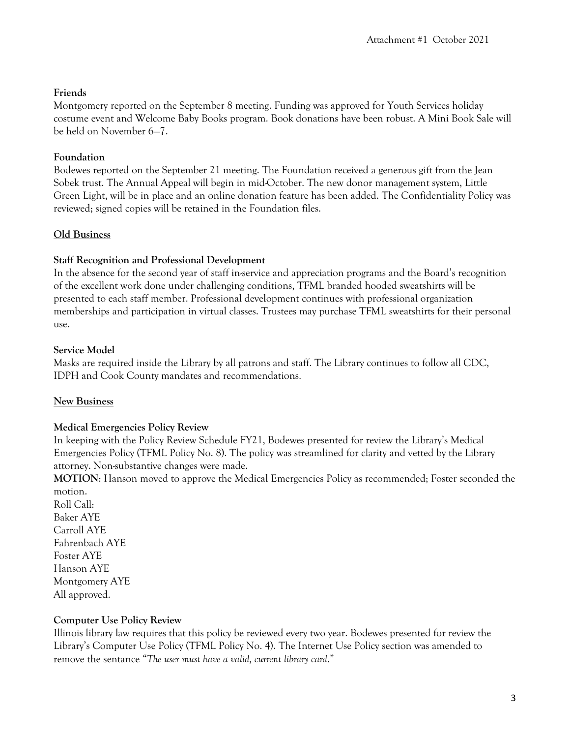**Friends**

Montgomery reported on the September 8 meeting. Funding was approved for Youth Services holiday costume event and Welcome Baby Books program. Book donations have been robust. A Mini Book Sale will be held on November 6—7.

**Foundation**

Bodewes reported on the September 21 meeting. The Foundation received a generous gift from the Jean Sobek trust. The Annual Appeal will begin in mid-October. The new donor management system, Little Green Light, will be in place and an online donation feature has been added. The Confidentiality Policy was reviewed; signed copies will be retained in the Foundation files.

**Old Business**

**Staff Recognition and Professional Development**

In the absence for the second year of staff in-service and appreciation programs and the Board's recognition of the excellent work done under challenging conditions, TFML branded hooded sweatshirts will be presented to each staff member. Professional development continues with professional organization memberships and participation in virtual classes. Trustees may purchase TFML sweatshirts for their personal use.

**Service Model**

Masks are required inside the Library by all patrons and staff. The Library continues to follow all CDC, IDPH and Cook County mandates and recommendations.

**New Business**

**Medical Emergencies Policy Review**

In keeping with the Policy Review Schedule FY21, Bodewes presented for review the Library's Medical Emergencies Policy (TFML Policy No. 8). The policy was streamlined for clarity and vetted by the Library attorney. Non-substantive changes were made.

**MOTION**: Hanson moved to approve the Medical Emergencies Policy as recommended; Foster seconded the motion.

Roll Call:
Baker AYE
Carroll AYE
Fahrenbach AYE
Foster AYE
Hanson AYE
Montgomery AYE
All approved.

**Computer Use Policy Review**

Illinois library law requires that this policy be reviewed every two year. Bodewes presented for review the Library's Computer Use Policy (TFML Policy No. 4). The Internet Use Policy section was amended to remove the sentance "*The user must have a valid, current library card.*"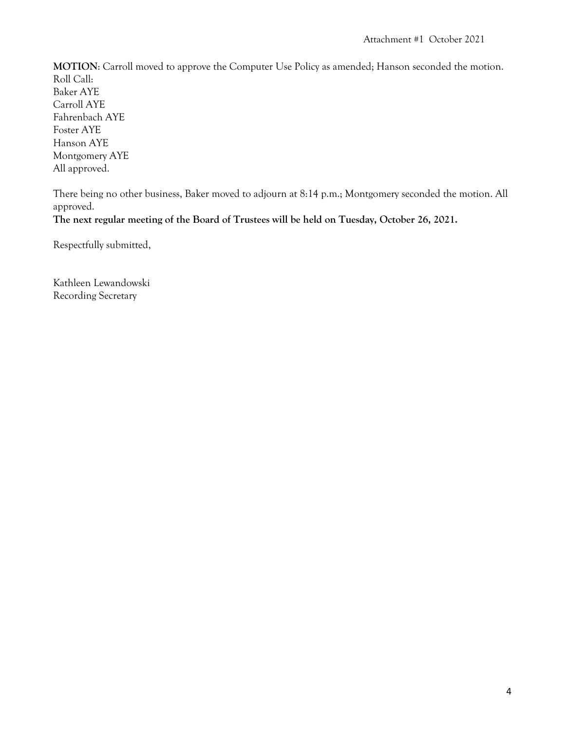**MOTION**: Carroll moved to approve the Computer Use Policy as amended; Hanson seconded the motion.
Roll Call:
Baker AYE
Carroll AYE
Fahrenbach AYE
Foster AYE
Hanson AYE
Montgomery AYE
All approved.

There being no other business, Baker moved to adjourn at 8:14 p.m.; Montgomery seconded the motion. All approved.
**The next regular meeting of the Board of Trustees will be held on Tuesday, October 26, 2021.**

Respectfully submitted,

Kathleen Lewandowski
Recording Secretary